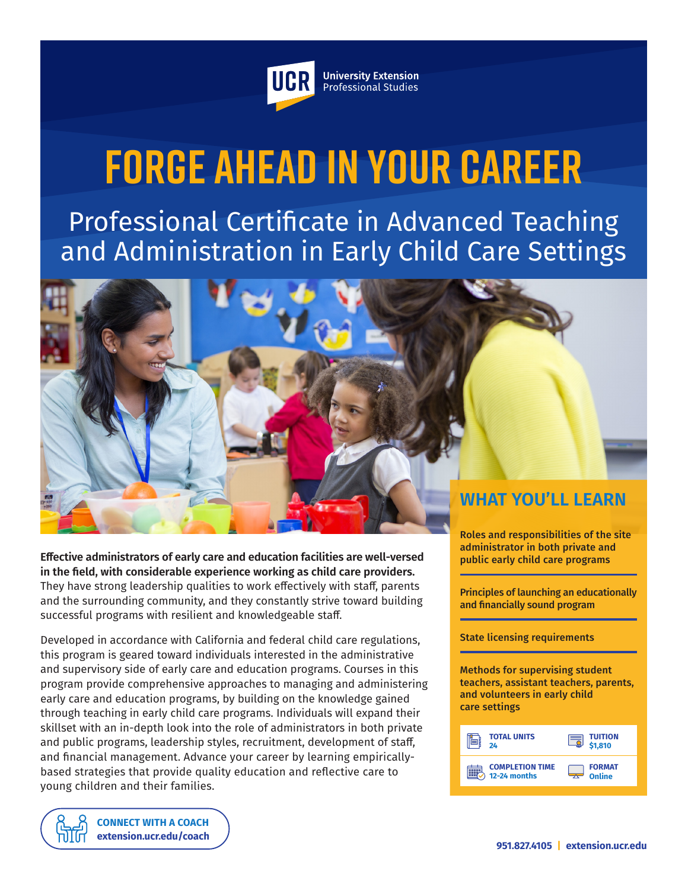UCR University Extension Professional Studies

# FORGE AHEAD IN YOUR CAREER

## Professional Certificate in Advanced Teaching and Administration in Early Child Care Settings

**Effective administrators of early care and education facilities are well-versed in the field, with considerable experience working as child care providers.** They have strong leadership qualities to work effectively with staff, parents and the surrounding community, and they constantly strive toward building successful programs with resilient and knowledgeable staff.

Developed in accordance with California and federal child care regulations, this program is geared toward individuals interested in the administrative and supervisory side of early care and education programs. Courses in this program provide comprehensive approaches to managing and administering early care and education programs, by building on the knowledge gained through teaching in early child care programs. Individuals will expand their skillset with an in-depth look into the role of administrators in both private and public programs, leadership styles, recruitment, development of staff, and financial management. Advance your career by learning empirically-based strategies that provide quality education and reflective care to young children and their families.

## WHAT YOU'LL LEARN

- Roles and responsibilities of the site administrator in both private and public early child care programs
- Principles of launching an educationally and financially sound program
- State licensing requirements
- Methods for supervising student teachers, assistant teachers, parents, and volunteers in early child care settings

| | |
|---|---|
| **TOTAL UNITS** 24 | **TUITION** $1,810 |
| **COMPLETION TIME** 12-24 months | **FORMAT** Online |

**CONNECT WITH A COACH**
extension.ucr.edu/coach

951.827.4105 | extension.ucr.edu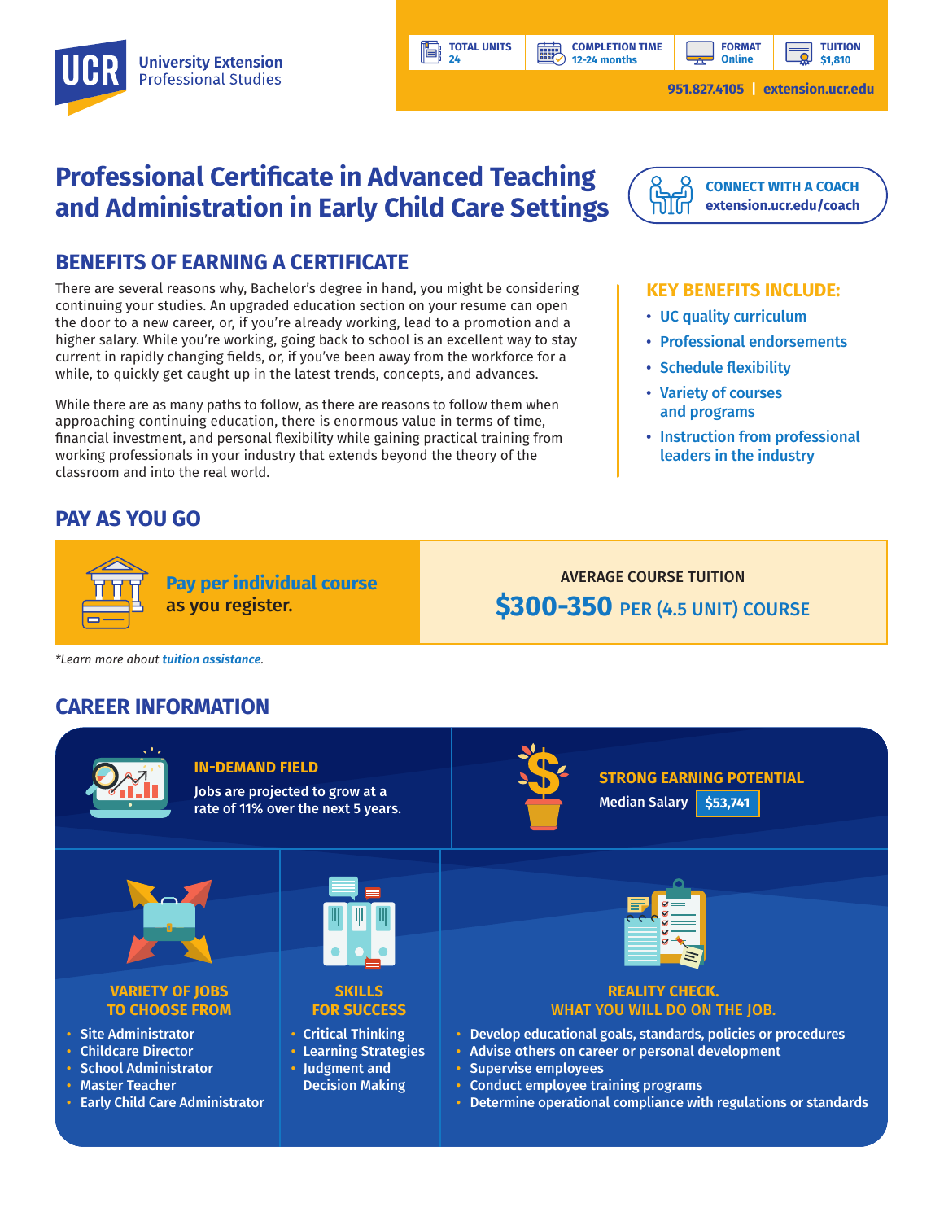UCR University Extension Professional Studies

| TOTAL UNITS | COMPLETION TIME | FORMAT | TUITION |
|---|---|---|---|
| 24 | 12-24 months | Online | $1,810 |

951.827.4105 | extension.ucr.edu

# Professional Certificate in Advanced Teaching and Administration in Early Child Care Settings

**CONNECT WITH A COACH**
extension.ucr.edu/coach

## BENEFITS OF EARNING A CERTIFICATE

There are several reasons why, Bachelor's degree in hand, you might be considering continuing your studies. An upgraded education section on your resume can open the door to a new career, or, if you're already working, lead to a promotion and a higher salary. While you're working, going back to school is an excellent way to stay current in rapidly changing fields, or, if you've been away from the workforce for a while, to quickly get caught up in the latest trends, concepts, and advances.

While there are as many paths to follow, as there are reasons to follow them when approaching continuing education, there is enormous value in terms of time, financial investment, and personal flexibility while gaining practical training from working professionals in your industry that extends beyond the theory of the classroom and into the real world.

### KEY BENEFITS INCLUDE:

- UC quality curriculum
- Professional endorsements
- Schedule flexibility
- Variety of courses and programs
- Instruction from professional leaders in the industry

## PAY AS YOU GO

**Pay per individual course** as you register.

AVERAGE COURSE TUITION
**$300-350** PER (4.5 UNIT) COURSE

*Learn more about *tuition assistance*.*

## CAREER INFORMATION

### IN-DEMAND FIELD

Jobs are projected to grow at a rate of 11% over the next 5 years.

### STRONG EARNING POTENTIAL

Median Salary **$53,741**

### VARIETY OF JOBS TO CHOOSE FROM

- Site Administrator
- Childcare Director
- School Administrator
- Master Teacher
- Early Child Care Administrator

### SKILLS FOR SUCCESS

- Critical Thinking
- Learning Strategies
- Judgment and Decision Making

### REALITY CHECK. WHAT YOU WILL DO ON THE JOB.

- Develop educational goals, standards, policies or procedures
- Advise others on career or personal development
- Supervise employees
- Conduct employee training programs
- Determine operational compliance with regulations or standards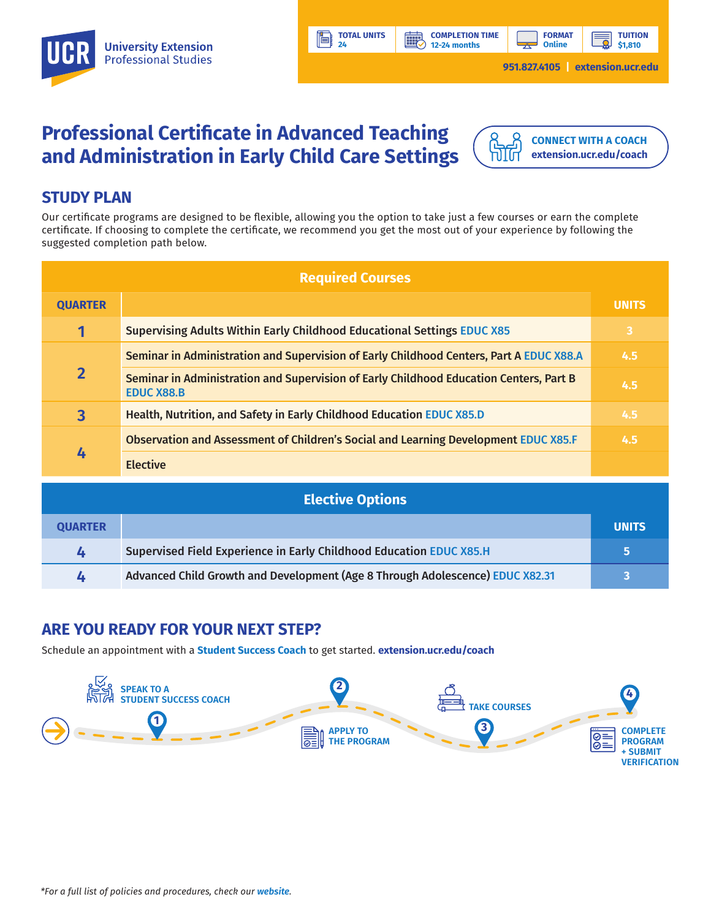UCR University Extension Professional Studies

**TOTAL UNITS** 24 | **COMPLETION TIME** 12-24 months | **FORMAT** Online | **TUITION** $1,810

951.827.4105 | extension.ucr.edu

# Professional Certificate in Advanced Teaching and Administration in Early Child Care Settings

**CONNECT WITH A COACH**
extension.ucr.edu/coach

## STUDY PLAN

Our certificate programs are designed to be flexible, allowing you the option to take just a few courses or earn the complete certificate. If choosing to complete the certificate, we recommend you get the most out of your experience by following the suggested completion path below.

**Required Courses**

| QUARTER | | UNITS |
|---|---|---|
| 1 | Supervising Adults Within Early Childhood Educational Settings EDUC X85 | 3 |
| 2 | Seminar in Administration and Supervision of Early Childhood Centers, Part A EDUC X88.A | 4.5 |
| | Seminar in Administration and Supervision of Early Childhood Education Centers, Part B EDUC X88.B | 4.5 |
| 3 | Health, Nutrition, and Safety in Early Childhood Education EDUC X85.D | 4.5 |
| 4 | Observation and Assessment of Children's Social and Learning Development EDUC X85.F | 4.5 |
| | Elective | |

**Elective Options**

| QUARTER | | UNITS |
|---|---|---|
| 4 | Supervised Field Experience in Early Childhood Education EDUC X85.H | 5 |
| 4 | Advanced Child Growth and Development (Age 8 Through Adolescence) EDUC X82.31 | 3 |

## ARE YOU READY FOR YOUR NEXT STEP?

Schedule an appointment with a **Student Success Coach** to get started. **extension.ucr.edu/coach**

1. SPEAK TO A STUDENT SUCCESS COACH
2. APPLY TO THE PROGRAM
3. TAKE COURSES
4. COMPLETE PROGRAM + SUBMIT VERIFICATION

*For a full list of policies and procedures, check our **website**.*